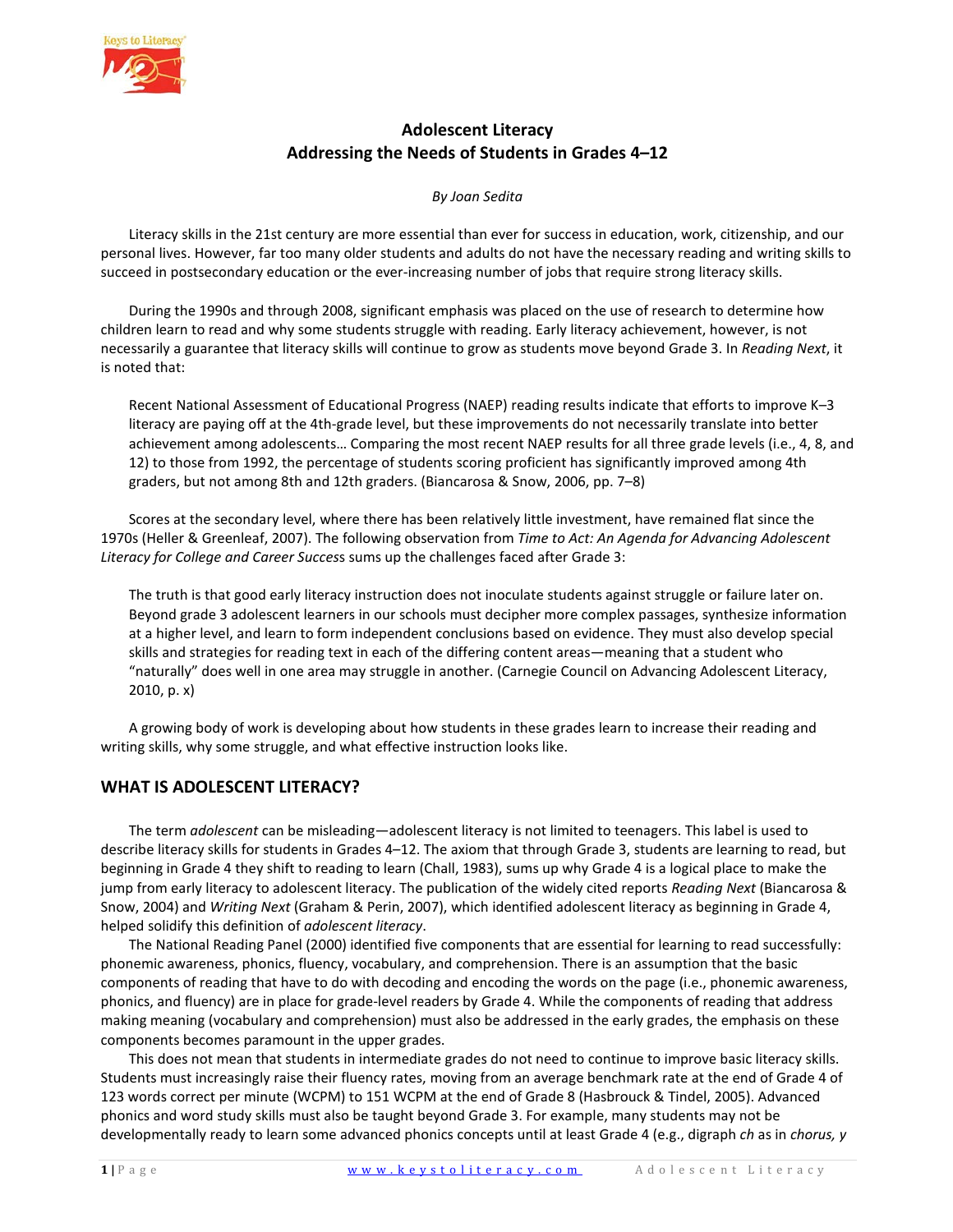# Adolescent Literacy
## Addressing the Needs of Students in Grades 4–12

*By Joan Sedita*

Literacy skills in the 21st century are more essential than ever for success in education, work, citizenship, and our personal lives. However, far too many older students and adults do not have the necessary reading and writing skills to succeed in postsecondary education or the ever-increasing number of jobs that require strong literacy skills.

During the 1990s and through 2008, significant emphasis was placed on the use of research to determine how children learn to read and why some students struggle with reading. Early literacy achievement, however, is not necessarily a guarantee that literacy skills will continue to grow as students move beyond Grade 3. In *Reading Next*, it is noted that:

> Recent National Assessment of Educational Progress (NAEP) reading results indicate that efforts to improve K–3 literacy are paying off at the 4th-grade level, but these improvements do not necessarily translate into better achievement among adolescents… Comparing the most recent NAEP results for all three grade levels (i.e., 4, 8, and 12) to those from 1992, the percentage of students scoring proficient has significantly improved among 4th graders, but not among 8th and 12th graders. (Biancarosa & Snow, 2006, pp. 7–8)

Scores at the secondary level, where there has been relatively little investment, have remained flat since the 1970s (Heller & Greenleaf, 2007). The following observation from *Time to Act: An Agenda for Advancing Adolescent Literacy for College and Career Success* sums up the challenges faced after Grade 3:

> The truth is that good early literacy instruction does not inoculate students against struggle or failure later on. Beyond grade 3 adolescent learners in our schools must decipher more complex passages, synthesize information at a higher level, and learn to form independent conclusions based on evidence. They must also develop special skills and strategies for reading text in each of the differing content areas—meaning that a student who "naturally" does well in one area may struggle in another. (Carnegie Council on Advancing Adolescent Literacy, 2010, p. x)

A growing body of work is developing about how students in these grades learn to increase their reading and writing skills, why some struggle, and what effective instruction looks like.

## WHAT IS ADOLESCENT LITERACY?

The term *adolescent* can be misleading—adolescent literacy is not limited to teenagers. This label is used to describe literacy skills for students in Grades 4–12. The axiom that through Grade 3, students are learning to read, but beginning in Grade 4 they shift to reading to learn (Chall, 1983), sums up why Grade 4 is a logical place to make the jump from early literacy to adolescent literacy. The publication of the widely cited reports *Reading Next* (Biancarosa & Snow, 2004) and *Writing Next* (Graham & Perin, 2007), which identified adolescent literacy as beginning in Grade 4, helped solidify this definition of *adolescent literacy*.

The National Reading Panel (2000) identified five components that are essential for learning to read successfully: phonemic awareness, phonics, fluency, vocabulary, and comprehension. There is an assumption that the basic components of reading that have to do with decoding and encoding the words on the page (i.e., phonemic awareness, phonics, and fluency) are in place for grade-level readers by Grade 4. While the components of reading that address making meaning (vocabulary and comprehension) must also be addressed in the early grades, the emphasis on these components becomes paramount in the upper grades.

This does not mean that students in intermediate grades do not need to continue to improve basic literacy skills. Students must increasingly raise their fluency rates, moving from an average benchmark rate at the end of Grade 4 of 123 words correct per minute (WCPM) to 151 WCPM at the end of Grade 8 (Hasbrouck & Tindel, 2005). Advanced phonics and word study skills must also be taught beyond Grade 3. For example, many students may not be developmentally ready to learn some advanced phonics concepts until at least Grade 4 (e.g., digraph *ch* as in *chorus, y*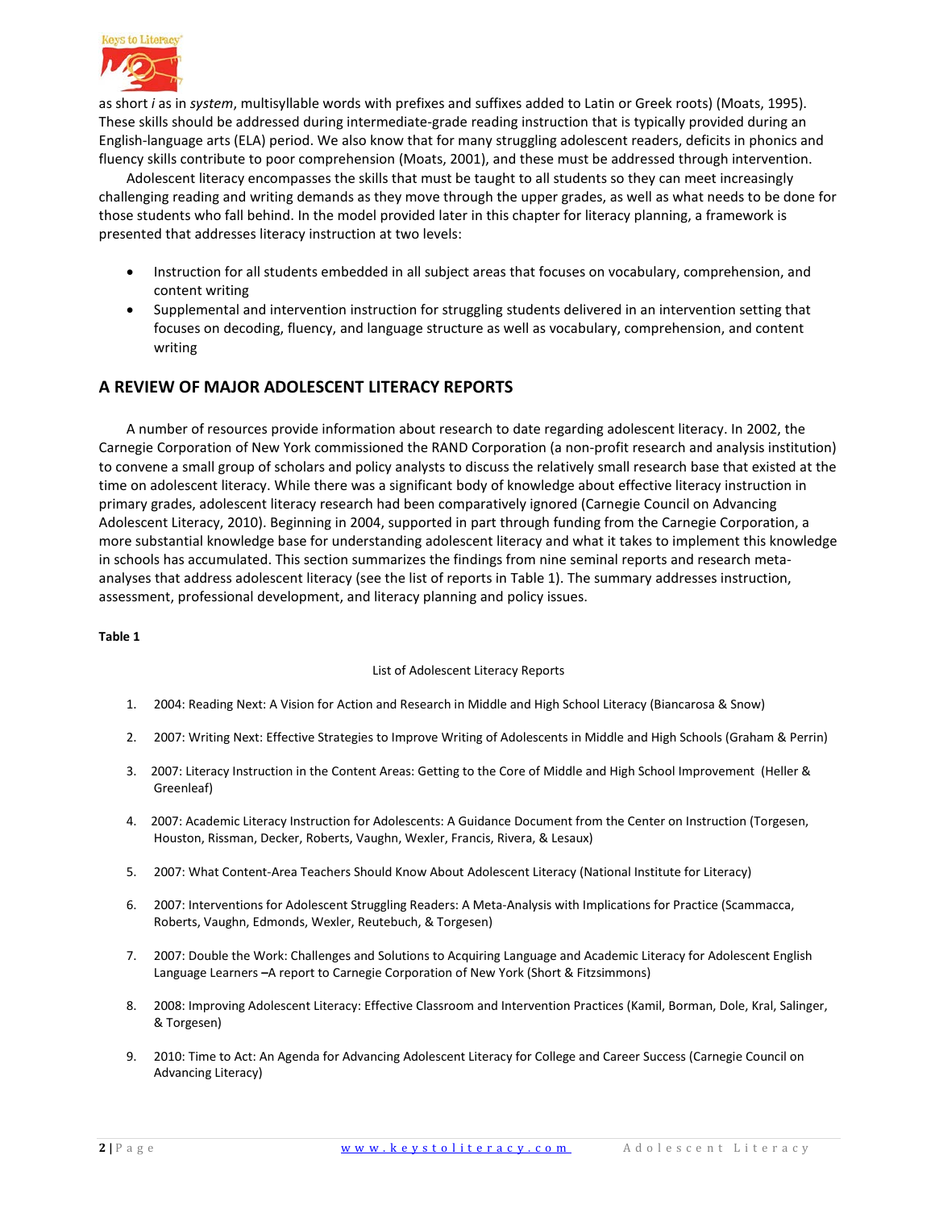as short *i* as in *system*, multisyllable words with prefixes and suffixes added to Latin or Greek roots) (Moats, 1995). These skills should be addressed during intermediate-grade reading instruction that is typically provided during an English-language arts (ELA) period. We also know that for many struggling adolescent readers, deficits in phonics and fluency skills contribute to poor comprehension (Moats, 2001), and these must be addressed through intervention.

Adolescent literacy encompasses the skills that must be taught to all students so they can meet increasingly challenging reading and writing demands as they move through the upper grades, as well as what needs to be done for those students who fall behind. In the model provided later in this chapter for literacy planning, a framework is presented that addresses literacy instruction at two levels:

- Instruction for all students embedded in all subject areas that focuses on vocabulary, comprehension, and content writing
- Supplemental and intervention instruction for struggling students delivered in an intervention setting that focuses on decoding, fluency, and language structure as well as vocabulary, comprehension, and content writing

## A REVIEW OF MAJOR ADOLESCENT LITERACY REPORTS

A number of resources provide information about research to date regarding adolescent literacy. In 2002, the Carnegie Corporation of New York commissioned the RAND Corporation (a non-profit research and analysis institution) to convene a small group of scholars and policy analysts to discuss the relatively small research base that existed at the time on adolescent literacy. While there was a significant body of knowledge about effective literacy instruction in primary grades, adolescent literacy research had been comparatively ignored (Carnegie Council on Advancing Adolescent Literacy, 2010). Beginning in 2004, supported in part through funding from the Carnegie Corporation, a more substantial knowledge base for understanding adolescent literacy and what it takes to implement this knowledge in schools has accumulated. This section summarizes the findings from nine seminal reports and research meta-analyses that address adolescent literacy (see the list of reports in Table 1). The summary addresses instruction, assessment, professional development, and literacy planning and policy issues.

**Table 1**

List of Adolescent Literacy Reports

1. 2004: Reading Next: A Vision for Action and Research in Middle and High School Literacy (Biancarosa & Snow)
2. 2007: Writing Next: Effective Strategies to Improve Writing of Adolescents in Middle and High Schools (Graham & Perrin)
3. 2007: Literacy Instruction in the Content Areas: Getting to the Core of Middle and High School Improvement (Heller & Greenleaf)
4. 2007: Academic Literacy Instruction for Adolescents: A Guidance Document from the Center on Instruction (Torgesen, Houston, Rissman, Decker, Roberts, Vaughn, Wexler, Francis, Rivera, & Lesaux)
5. 2007: What Content-Area Teachers Should Know About Adolescent Literacy (National Institute for Literacy)
6. 2007: Interventions for Adolescent Struggling Readers: A Meta-Analysis with Implications for Practice (Scammacca, Roberts, Vaughn, Edmonds, Wexler, Reutebuch, & Torgesen)
7. 2007: Double the Work: Challenges and Solutions to Acquiring Language and Academic Literacy for Adolescent English Language Learners –A report to Carnegie Corporation of New York (Short & Fitzsimmons)
8. 2008: Improving Adolescent Literacy: Effective Classroom and Intervention Practices (Kamil, Borman, Dole, Kral, Salinger, & Torgesen)
9. 2010: Time to Act: An Agenda for Advancing Adolescent Literacy for College and Career Success (Carnegie Council on Advancing Literacy)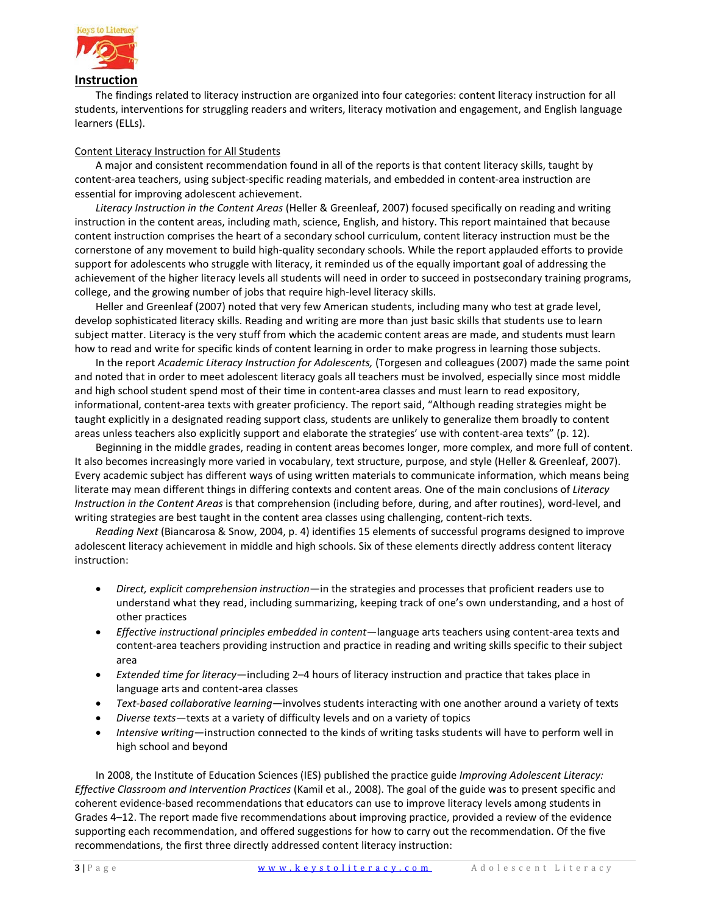## Instruction

The findings related to literacy instruction are organized into four categories: content literacy instruction for all students, interventions for struggling readers and writers, literacy motivation and engagement, and English language learners (ELLs).

### Content Literacy Instruction for All Students

A major and consistent recommendation found in all of the reports is that content literacy skills, taught by content-area teachers, using subject-specific reading materials, and embedded in content-area instruction are essential for improving adolescent achievement.

*Literacy Instruction in the Content Areas* (Heller & Greenleaf, 2007) focused specifically on reading and writing instruction in the content areas, including math, science, English, and history. This report maintained that because content instruction comprises the heart of a secondary school curriculum, content literacy instruction must be the cornerstone of any movement to build high-quality secondary schools. While the report applauded efforts to provide support for adolescents who struggle with literacy, it reminded us of the equally important goal of addressing the achievement of the higher literacy levels all students will need in order to succeed in postsecondary training programs, college, and the growing number of jobs that require high-level literacy skills.

Heller and Greenleaf (2007) noted that very few American students, including many who test at grade level, develop sophisticated literacy skills. Reading and writing are more than just basic skills that students use to learn subject matter. Literacy is the very stuff from which the academic content areas are made, and students must learn how to read and write for specific kinds of content learning in order to make progress in learning those subjects.

In the report *Academic Literacy Instruction for Adolescents,* (Torgesen and colleagues (2007) made the same point and noted that in order to meet adolescent literacy goals all teachers must be involved, especially since most middle and high school student spend most of their time in content-area classes and must learn to read expository, informational, content-area texts with greater proficiency. The report said, "Although reading strategies might be taught explicitly in a designated reading support class, students are unlikely to generalize them broadly to content areas unless teachers also explicitly support and elaborate the strategies' use with content-area texts" (p. 12).

Beginning in the middle grades, reading in content areas becomes longer, more complex, and more full of content. It also becomes increasingly more varied in vocabulary, text structure, purpose, and style (Heller & Greenleaf, 2007). Every academic subject has different ways of using written materials to communicate information, which means being literate may mean different things in differing contexts and content areas. One of the main conclusions of *Literacy Instruction in the Content Areas* is that comprehension (including before, during, and after routines), word-level, and writing strategies are best taught in the content area classes using challenging, content-rich texts.

*Reading Next* (Biancarosa & Snow, 2004, p. 4) identifies 15 elements of successful programs designed to improve adolescent literacy achievement in middle and high schools. Six of these elements directly address content literacy instruction:

- *Direct, explicit comprehension instruction*—in the strategies and processes that proficient readers use to understand what they read, including summarizing, keeping track of one's own understanding, and a host of other practices
- *Effective instructional principles embedded in content*—language arts teachers using content-area texts and content-area teachers providing instruction and practice in reading and writing skills specific to their subject area
- *Extended time for literacy*—including 2–4 hours of literacy instruction and practice that takes place in language arts and content-area classes
- *Text-based collaborative learning*—involves students interacting with one another around a variety of texts
- *Diverse texts*—texts at a variety of difficulty levels and on a variety of topics
- *Intensive writing*—instruction connected to the kinds of writing tasks students will have to perform well in high school and beyond

In 2008, the Institute of Education Sciences (IES) published the practice guide *Improving Adolescent Literacy: Effective Classroom and Intervention Practices* (Kamil et al., 2008). The goal of the guide was to present specific and coherent evidence-based recommendations that educators can use to improve literacy levels among students in Grades 4–12. The report made five recommendations about improving practice, provided a review of the evidence supporting each recommendation, and offered suggestions for how to carry out the recommendation. Of the five recommendations, the first three directly addressed content literacy instruction: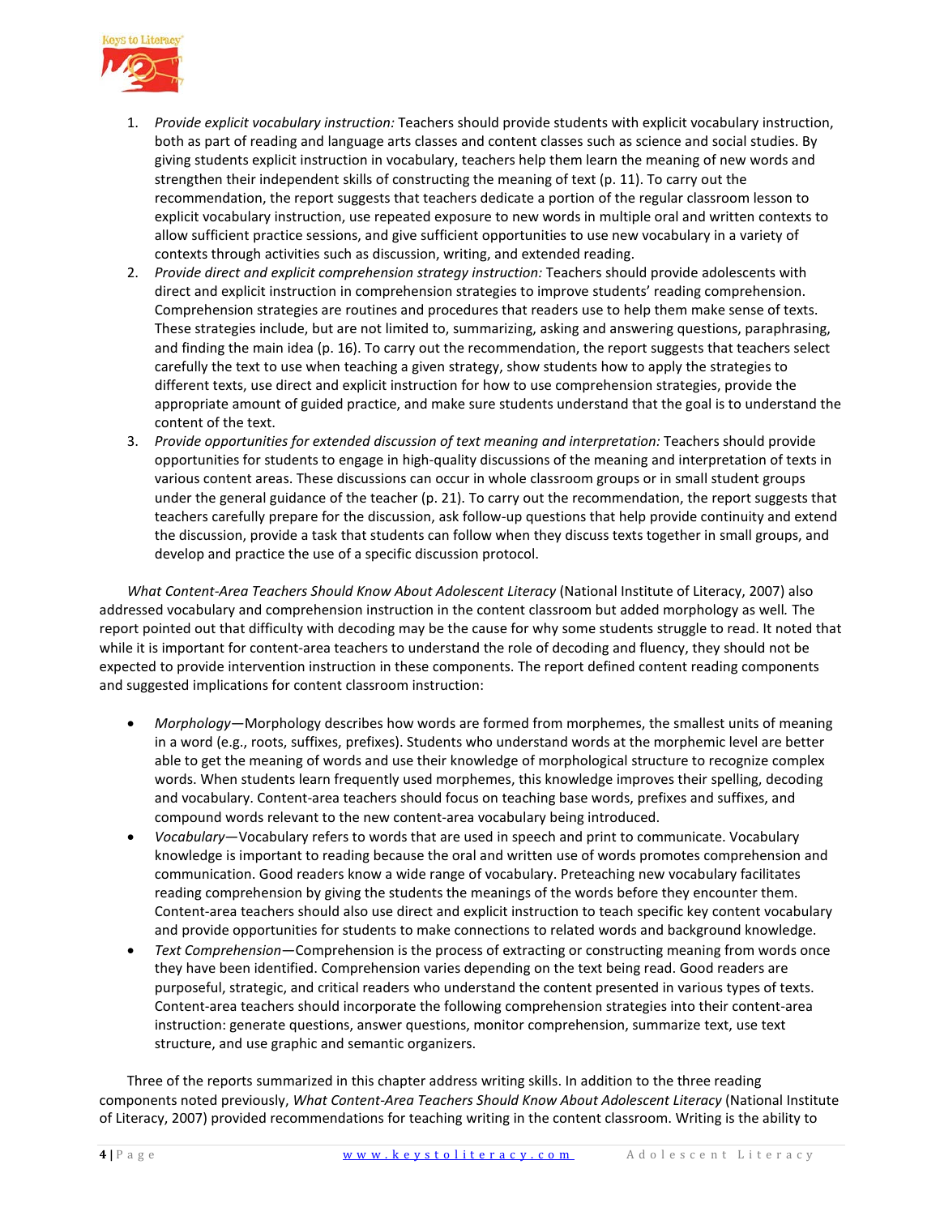1. *Provide explicit vocabulary instruction:* Teachers should provide students with explicit vocabulary instruction, both as part of reading and language arts classes and content classes such as science and social studies. By giving students explicit instruction in vocabulary, teachers help them learn the meaning of new words and strengthen their independent skills of constructing the meaning of text (p. 11). To carry out the recommendation, the report suggests that teachers dedicate a portion of the regular classroom lesson to explicit vocabulary instruction, use repeated exposure to new words in multiple oral and written contexts to allow sufficient practice sessions, and give sufficient opportunities to use new vocabulary in a variety of contexts through activities such as discussion, writing, and extended reading.
2. *Provide direct and explicit comprehension strategy instruction:* Teachers should provide adolescents with direct and explicit instruction in comprehension strategies to improve students' reading comprehension. Comprehension strategies are routines and procedures that readers use to help them make sense of texts. These strategies include, but are not limited to, summarizing, asking and answering questions, paraphrasing, and finding the main idea (p. 16). To carry out the recommendation, the report suggests that teachers select carefully the text to use when teaching a given strategy, show students how to apply the strategies to different texts, use direct and explicit instruction for how to use comprehension strategies, provide the appropriate amount of guided practice, and make sure students understand that the goal is to understand the content of the text.
3. *Provide opportunities for extended discussion of text meaning and interpretation:* Teachers should provide opportunities for students to engage in high-quality discussions of the meaning and interpretation of texts in various content areas. These discussions can occur in whole classroom groups or in small student groups under the general guidance of the teacher (p. 21). To carry out the recommendation, the report suggests that teachers carefully prepare for the discussion, ask follow-up questions that help provide continuity and extend the discussion, provide a task that students can follow when they discuss texts together in small groups, and develop and practice the use of a specific discussion protocol.

*What Content-Area Teachers Should Know About Adolescent Literacy* (National Institute of Literacy, 2007) also addressed vocabulary and comprehension instruction in the content classroom but added morphology as well. The report pointed out that difficulty with decoding may be the cause for why some students struggle to read. It noted that while it is important for content-area teachers to understand the role of decoding and fluency, they should not be expected to provide intervention instruction in these components. The report defined content reading components and suggested implications for content classroom instruction:

- *Morphology*—Morphology describes how words are formed from morphemes, the smallest units of meaning in a word (e.g., roots, suffixes, prefixes). Students who understand words at the morphemic level are better able to get the meaning of words and use their knowledge of morphological structure to recognize complex words. When students learn frequently used morphemes, this knowledge improves their spelling, decoding and vocabulary. Content-area teachers should focus on teaching base words, prefixes and suffixes, and compound words relevant to the new content-area vocabulary being introduced.
- *Vocabulary*—Vocabulary refers to words that are used in speech and print to communicate. Vocabulary knowledge is important to reading because the oral and written use of words promotes comprehension and communication. Good readers know a wide range of vocabulary. Preteaching new vocabulary facilitates reading comprehension by giving the students the meanings of the words before they encounter them. Content-area teachers should also use direct and explicit instruction to teach specific key content vocabulary and provide opportunities for students to make connections to related words and background knowledge.
- *Text Comprehension*—Comprehension is the process of extracting or constructing meaning from words once they have been identified. Comprehension varies depending on the text being read. Good readers are purposeful, strategic, and critical readers who understand the content presented in various types of texts. Content-area teachers should incorporate the following comprehension strategies into their content-area instruction: generate questions, answer questions, monitor comprehension, summarize text, use text structure, and use graphic and semantic organizers.

Three of the reports summarized in this chapter address writing skills. In addition to the three reading components noted previously, *What Content-Area Teachers Should Know About Adolescent Literacy* (National Institute of Literacy, 2007) provided recommendations for teaching writing in the content classroom. Writing is the ability to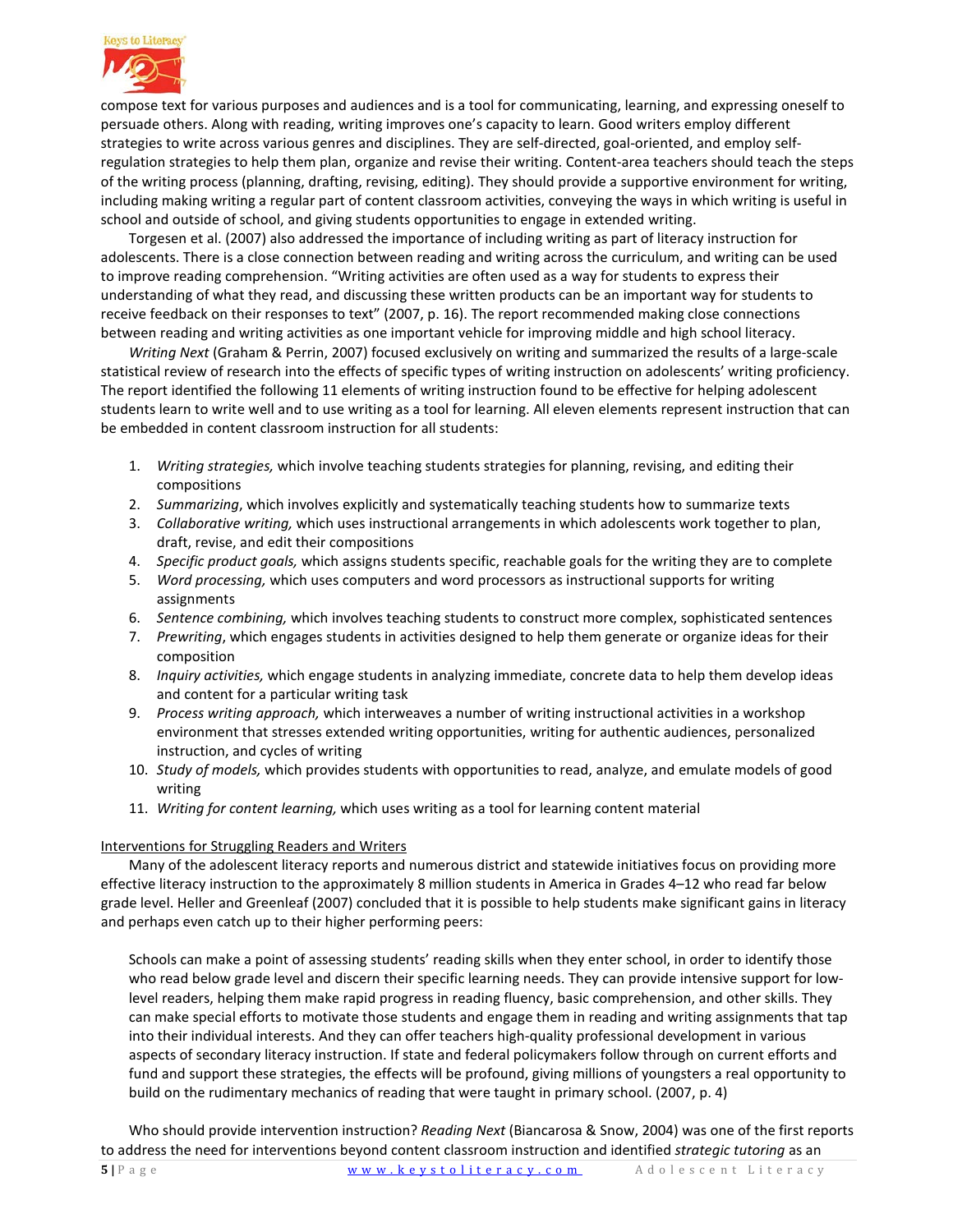compose text for various purposes and audiences and is a tool for communicating, learning, and expressing oneself to persuade others. Along with reading, writing improves one's capacity to learn. Good writers employ different strategies to write across various genres and disciplines. They are self-directed, goal-oriented, and employ self-regulation strategies to help them plan, organize and revise their writing. Content-area teachers should teach the steps of the writing process (planning, drafting, revising, editing). They should provide a supportive environment for writing, including making writing a regular part of content classroom activities, conveying the ways in which writing is useful in school and outside of school, and giving students opportunities to engage in extended writing.

Torgesen et al. (2007) also addressed the importance of including writing as part of literacy instruction for adolescents. There is a close connection between reading and writing across the curriculum, and writing can be used to improve reading comprehension. "Writing activities are often used as a way for students to express their understanding of what they read, and discussing these written products can be an important way for students to receive feedback on their responses to text" (2007, p. 16). The report recommended making close connections between reading and writing activities as one important vehicle for improving middle and high school literacy.

*Writing Next* (Graham & Perrin, 2007) focused exclusively on writing and summarized the results of a large-scale statistical review of research into the effects of specific types of writing instruction on adolescents' writing proficiency. The report identified the following 11 elements of writing instruction found to be effective for helping adolescent students learn to write well and to use writing as a tool for learning. All eleven elements represent instruction that can be embedded in content classroom instruction for all students:

1. *Writing strategies,* which involve teaching students strategies for planning, revising, and editing their compositions
2. *Summarizing*, which involves explicitly and systematically teaching students how to summarize texts
3. *Collaborative writing,* which uses instructional arrangements in which adolescents work together to plan, draft, revise, and edit their compositions
4. *Specific product goals,* which assigns students specific, reachable goals for the writing they are to complete
5. *Word processing,* which uses computers and word processors as instructional supports for writing assignments
6. *Sentence combining,* which involves teaching students to construct more complex, sophisticated sentences
7. *Prewriting*, which engages students in activities designed to help them generate or organize ideas for their composition
8. *Inquiry activities,* which engage students in analyzing immediate, concrete data to help them develop ideas and content for a particular writing task
9. *Process writing approach,* which interweaves a number of writing instructional activities in a workshop environment that stresses extended writing opportunities, writing for authentic audiences, personalized instruction, and cycles of writing
10. *Study of models,* which provides students with opportunities to read, analyze, and emulate models of good writing
11. *Writing for content learning,* which uses writing as a tool for learning content material

<u>Interventions for Struggling Readers and Writers</u>

Many of the adolescent literacy reports and numerous district and statewide initiatives focus on providing more effective literacy instruction to the approximately 8 million students in America in Grades 4–12 who read far below grade level. Heller and Greenleaf (2007) concluded that it is possible to help students make significant gains in literacy and perhaps even catch up to their higher performing peers:

> Schools can make a point of assessing students' reading skills when they enter school, in order to identify those who read below grade level and discern their specific learning needs. They can provide intensive support for low-level readers, helping them make rapid progress in reading fluency, basic comprehension, and other skills. They can make special efforts to motivate those students and engage them in reading and writing assignments that tap into their individual interests. And they can offer teachers high-quality professional development in various aspects of secondary literacy instruction. If state and federal policymakers follow through on current efforts and fund and support these strategies, the effects will be profound, giving millions of youngsters a real opportunity to build on the rudimentary mechanics of reading that were taught in primary school. (2007, p. 4)

Who should provide intervention instruction? *Reading Next* (Biancarosa & Snow, 2004) was one of the first reports to address the need for interventions beyond content classroom instruction and identified *strategic tutoring* as an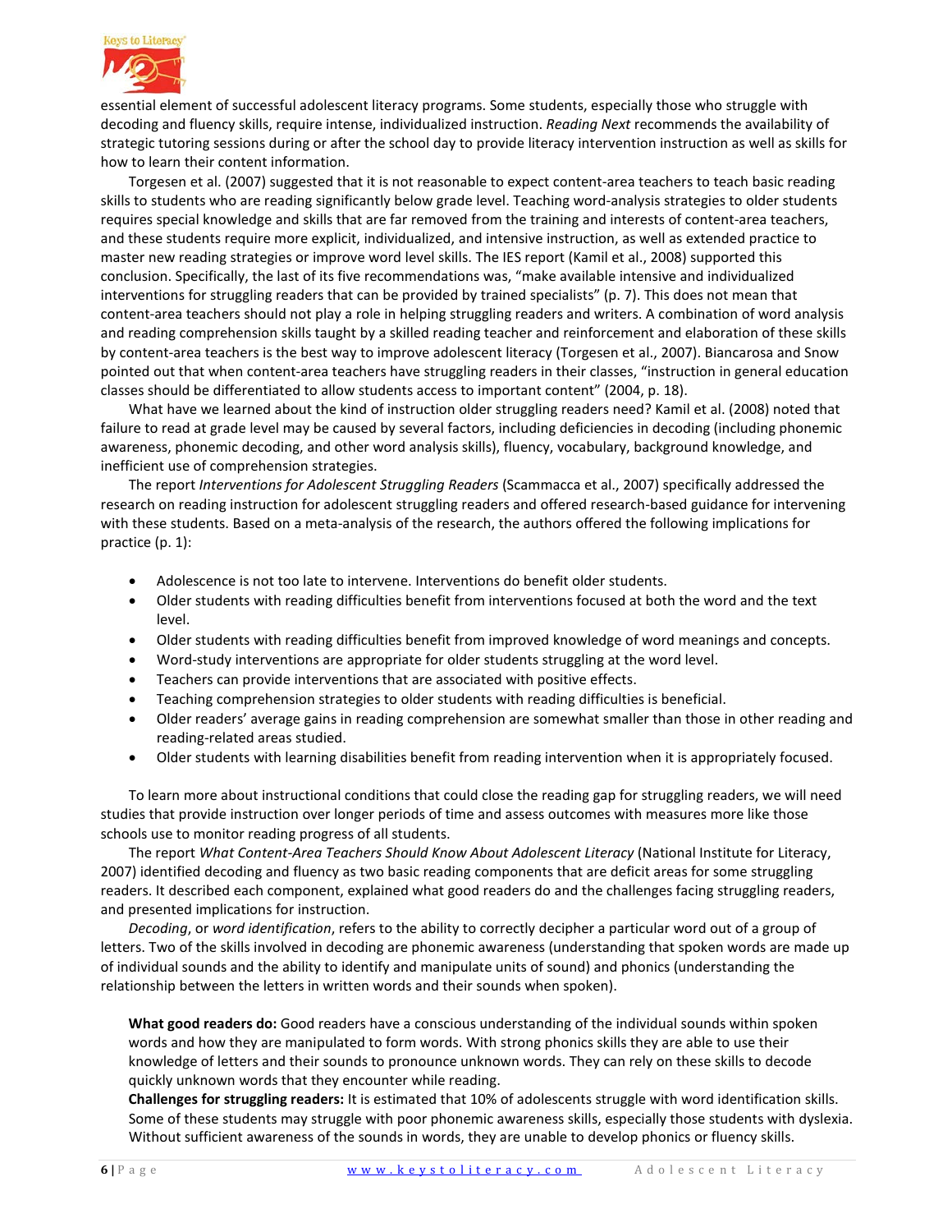essential element of successful adolescent literacy programs. Some students, especially those who struggle with decoding and fluency skills, require intense, individualized instruction. *Reading Next* recommends the availability of strategic tutoring sessions during or after the school day to provide literacy intervention instruction as well as skills for how to learn their content information.

Torgesen et al. (2007) suggested that it is not reasonable to expect content-area teachers to teach basic reading skills to students who are reading significantly below grade level. Teaching word-analysis strategies to older students requires special knowledge and skills that are far removed from the training and interests of content-area teachers, and these students require more explicit, individualized, and intensive instruction, as well as extended practice to master new reading strategies or improve word level skills. The IES report (Kamil et al., 2008) supported this conclusion. Specifically, the last of its five recommendations was, "make available intensive and individualized interventions for struggling readers that can be provided by trained specialists" (p. 7). This does not mean that content-area teachers should not play a role in helping struggling readers and writers. A combination of word analysis and reading comprehension skills taught by a skilled reading teacher and reinforcement and elaboration of these skills by content-area teachers is the best way to improve adolescent literacy (Torgesen et al., 2007). Biancarosa and Snow pointed out that when content-area teachers have struggling readers in their classes, "instruction in general education classes should be differentiated to allow students access to important content" (2004, p. 18).

What have we learned about the kind of instruction older struggling readers need? Kamil et al. (2008) noted that failure to read at grade level may be caused by several factors, including deficiencies in decoding (including phonemic awareness, phonemic decoding, and other word analysis skills), fluency, vocabulary, background knowledge, and inefficient use of comprehension strategies.

The report *Interventions for Adolescent Struggling Readers* (Scammacca et al., 2007) specifically addressed the research on reading instruction for adolescent struggling readers and offered research-based guidance for intervening with these students. Based on a meta-analysis of the research, the authors offered the following implications for practice (p. 1):

- Adolescence is not too late to intervene. Interventions do benefit older students.
- Older students with reading difficulties benefit from interventions focused at both the word and the text level.
- Older students with reading difficulties benefit from improved knowledge of word meanings and concepts.
- Word-study interventions are appropriate for older students struggling at the word level.
- Teachers can provide interventions that are associated with positive effects.
- Teaching comprehension strategies to older students with reading difficulties is beneficial.
- Older readers' average gains in reading comprehension are somewhat smaller than those in other reading and reading-related areas studied.
- Older students with learning disabilities benefit from reading intervention when it is appropriately focused.

To learn more about instructional conditions that could close the reading gap for struggling readers, we will need studies that provide instruction over longer periods of time and assess outcomes with measures more like those schools use to monitor reading progress of all students.

The report *What Content-Area Teachers Should Know About Adolescent Literacy* (National Institute for Literacy, 2007) identified decoding and fluency as two basic reading components that are deficit areas for some struggling readers. It described each component, explained what good readers do and the challenges facing struggling readers, and presented implications for instruction.

*Decoding*, or *word identification*, refers to the ability to correctly decipher a particular word out of a group of letters. Two of the skills involved in decoding are phonemic awareness (understanding that spoken words are made up of individual sounds and the ability to identify and manipulate units of sound) and phonics (understanding the relationship between the letters in written words and their sounds when spoken).

**What good readers do:** Good readers have a conscious understanding of the individual sounds within spoken words and how they are manipulated to form words. With strong phonics skills they are able to use their knowledge of letters and their sounds to pronounce unknown words. They can rely on these skills to decode quickly unknown words that they encounter while reading.

**Challenges for struggling readers:** It is estimated that 10% of adolescents struggle with word identification skills. Some of these students may struggle with poor phonemic awareness skills, especially those students with dyslexia. Without sufficient awareness of the sounds in words, they are unable to develop phonics or fluency skills.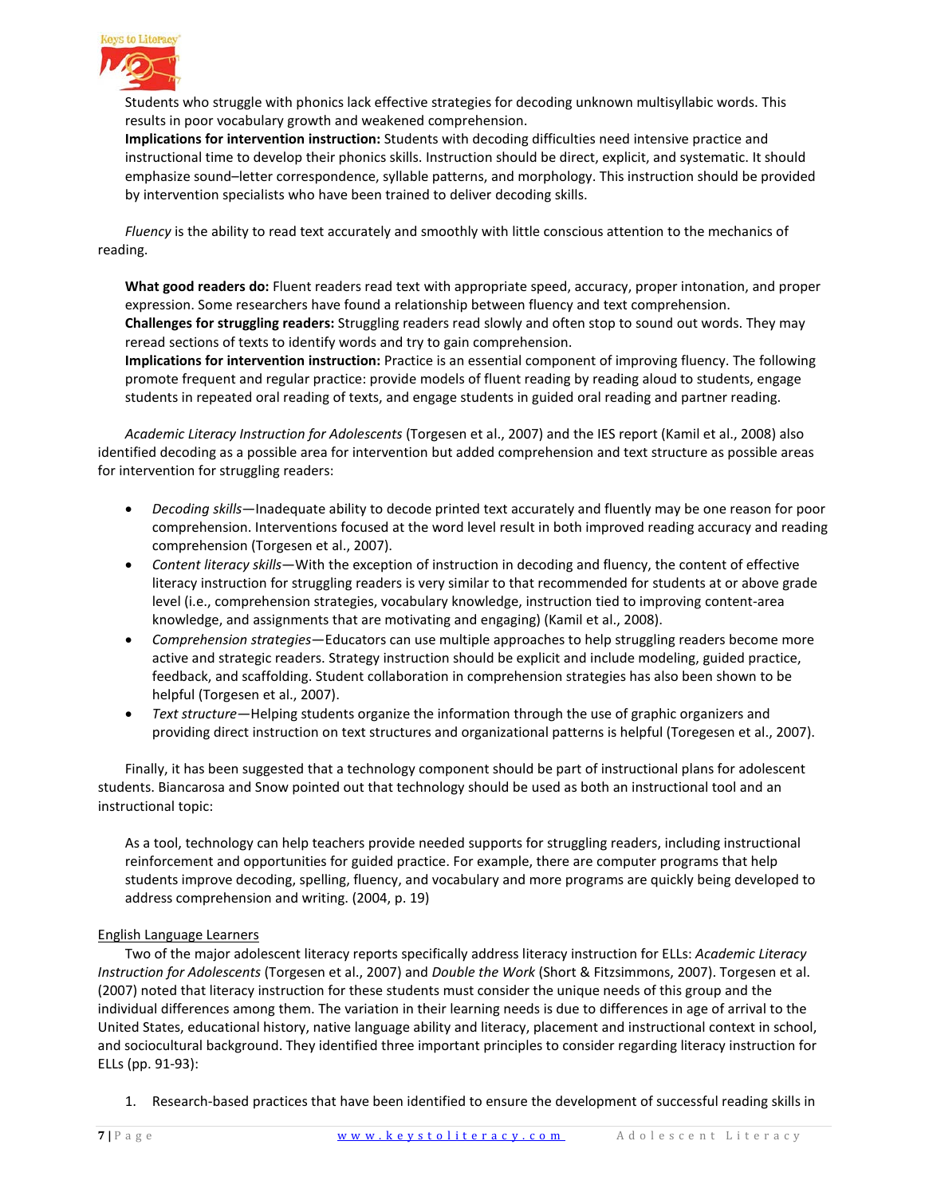Students who struggle with phonics lack effective strategies for decoding unknown multisyllabic words. This results in poor vocabulary growth and weakened comprehension.
**Implications for intervention instruction:** Students with decoding difficulties need intensive practice and instructional time to develop their phonics skills. Instruction should be direct, explicit, and systematic. It should emphasize sound–letter correspondence, syllable patterns, and morphology. This instruction should be provided by intervention specialists who have been trained to deliver decoding skills.

*Fluency* is the ability to read text accurately and smoothly with little conscious attention to the mechanics of reading.

**What good readers do:** Fluent readers read text with appropriate speed, accuracy, proper intonation, and proper expression. Some researchers have found a relationship between fluency and text comprehension.
**Challenges for struggling readers:** Struggling readers read slowly and often stop to sound out words. They may reread sections of texts to identify words and try to gain comprehension.
**Implications for intervention instruction:** Practice is an essential component of improving fluency. The following promote frequent and regular practice: provide models of fluent reading by reading aloud to students, engage students in repeated oral reading of texts, and engage students in guided oral reading and partner reading.

*Academic Literacy Instruction for Adolescents* (Torgesen et al., 2007) and the IES report (Kamil et al., 2008) also identified decoding as a possible area for intervention but added comprehension and text structure as possible areas for intervention for struggling readers:

- *Decoding skills*—Inadequate ability to decode printed text accurately and fluently may be one reason for poor comprehension. Interventions focused at the word level result in both improved reading accuracy and reading comprehension (Torgesen et al., 2007).
- *Content literacy skills*—With the exception of instruction in decoding and fluency, the content of effective literacy instruction for struggling readers is very similar to that recommended for students at or above grade level (i.e., comprehension strategies, vocabulary knowledge, instruction tied to improving content-area knowledge, and assignments that are motivating and engaging) (Kamil et al., 2008).
- *Comprehension strategies*—Educators can use multiple approaches to help struggling readers become more active and strategic readers. Strategy instruction should be explicit and include modeling, guided practice, feedback, and scaffolding. Student collaboration in comprehension strategies has also been shown to be helpful (Torgesen et al., 2007).
- *Text structure*—Helping students organize the information through the use of graphic organizers and providing direct instruction on text structures and organizational patterns is helpful (Toregesen et al., 2007).

Finally, it has been suggested that a technology component should be part of instructional plans for adolescent students. Biancarosa and Snow pointed out that technology should be used as both an instructional tool and an instructional topic:

> As a tool, technology can help teachers provide needed supports for struggling readers, including instructional reinforcement and opportunities for guided practice. For example, there are computer programs that help students improve decoding, spelling, fluency, and vocabulary and more programs are quickly being developed to address comprehension and writing. (2004, p. 19)

<u>English Language Learners</u>

Two of the major adolescent literacy reports specifically address literacy instruction for ELLs: *Academic Literacy Instruction for Adolescents* (Torgesen et al., 2007) and *Double the Work* (Short & Fitzsimmons, 2007). Torgesen et al. (2007) noted that literacy instruction for these students must consider the unique needs of this group and the individual differences among them. The variation in their learning needs is due to differences in age of arrival to the United States, educational history, native language ability and literacy, placement and instructional context in school, and sociocultural background. They identified three important principles to consider regarding literacy instruction for ELLs (pp. 91-93):

1. Research-based practices that have been identified to ensure the development of successful reading skills in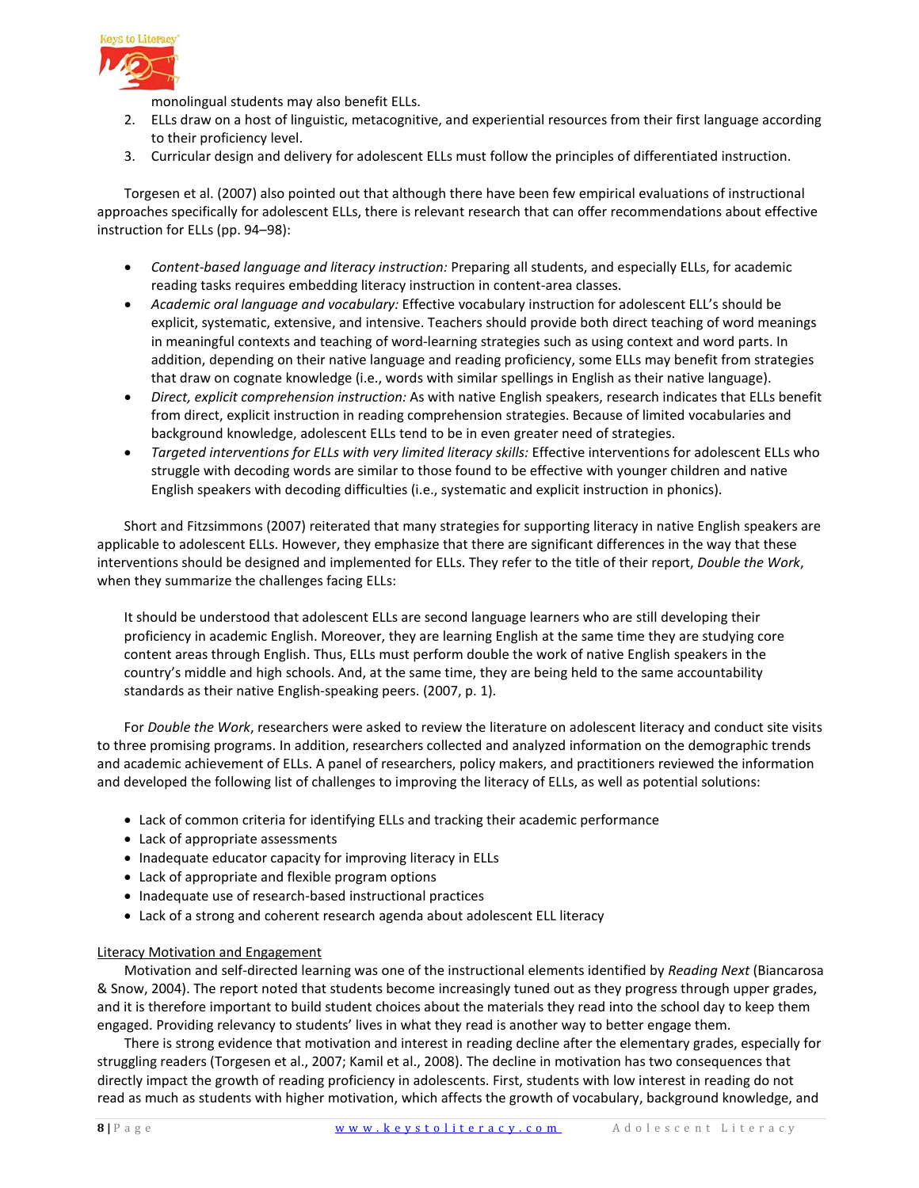monolingual students may also benefit ELLs.

2. ELLs draw on a host of linguistic, metacognitive, and experiential resources from their first language according to their proficiency level.
3. Curricular design and delivery for adolescent ELLs must follow the principles of differentiated instruction.

Torgesen et al. (2007) also pointed out that although there have been few empirical evaluations of instructional approaches specifically for adolescent ELLs, there is relevant research that can offer recommendations about effective instruction for ELLs (pp. 94–98):

- *Content-based language and literacy instruction:* Preparing all students, and especially ELLs, for academic reading tasks requires embedding literacy instruction in content-area classes.
- *Academic oral language and vocabulary:* Effective vocabulary instruction for adolescent ELL's should be explicit, systematic, extensive, and intensive. Teachers should provide both direct teaching of word meanings in meaningful contexts and teaching of word-learning strategies such as using context and word parts. In addition, depending on their native language and reading proficiency, some ELLs may benefit from strategies that draw on cognate knowledge (i.e., words with similar spellings in English as their native language).
- *Direct, explicit comprehension instruction:* As with native English speakers, research indicates that ELLs benefit from direct, explicit instruction in reading comprehension strategies. Because of limited vocabularies and background knowledge, adolescent ELLs tend to be in even greater need of strategies.
- *Targeted interventions for ELLs with very limited literacy skills:* Effective interventions for adolescent ELLs who struggle with decoding words are similar to those found to be effective with younger children and native English speakers with decoding difficulties (i.e., systematic and explicit instruction in phonics).

Short and Fitzsimmons (2007) reiterated that many strategies for supporting literacy in native English speakers are applicable to adolescent ELLs. However, they emphasize that there are significant differences in the way that these interventions should be designed and implemented for ELLs. They refer to the title of their report, *Double the Work*, when they summarize the challenges facing ELLs:

> It should be understood that adolescent ELLs are second language learners who are still developing their proficiency in academic English. Moreover, they are learning English at the same time they are studying core content areas through English. Thus, ELLs must perform double the work of native English speakers in the country's middle and high schools. And, at the same time, they are being held to the same accountability standards as their native English-speaking peers. (2007, p. 1).

For *Double the Work*, researchers were asked to review the literature on adolescent literacy and conduct site visits to three promising programs. In addition, researchers collected and analyzed information on the demographic trends and academic achievement of ELLs. A panel of researchers, policy makers, and practitioners reviewed the information and developed the following list of challenges to improving the literacy of ELLs, as well as potential solutions:

- Lack of common criteria for identifying ELLs and tracking their academic performance
- Lack of appropriate assessments
- Inadequate educator capacity for improving literacy in ELLs
- Lack of appropriate and flexible program options
- Inadequate use of research-based instructional practices
- Lack of a strong and coherent research agenda about adolescent ELL literacy

<u>Literacy Motivation and Engagement</u>

Motivation and self-directed learning was one of the instructional elements identified by *Reading Next* (Biancarosa & Snow, 2004). The report noted that students become increasingly tuned out as they progress through upper grades, and it is therefore important to build student choices about the materials they read into the school day to keep them engaged. Providing relevancy to students' lives in what they read is another way to better engage them.

There is strong evidence that motivation and interest in reading decline after the elementary grades, especially for struggling readers (Torgesen et al., 2007; Kamil et al., 2008). The decline in motivation has two consequences that directly impact the growth of reading proficiency in adolescents. First, students with low interest in reading do not read as much as students with higher motivation, which affects the growth of vocabulary, background knowledge, and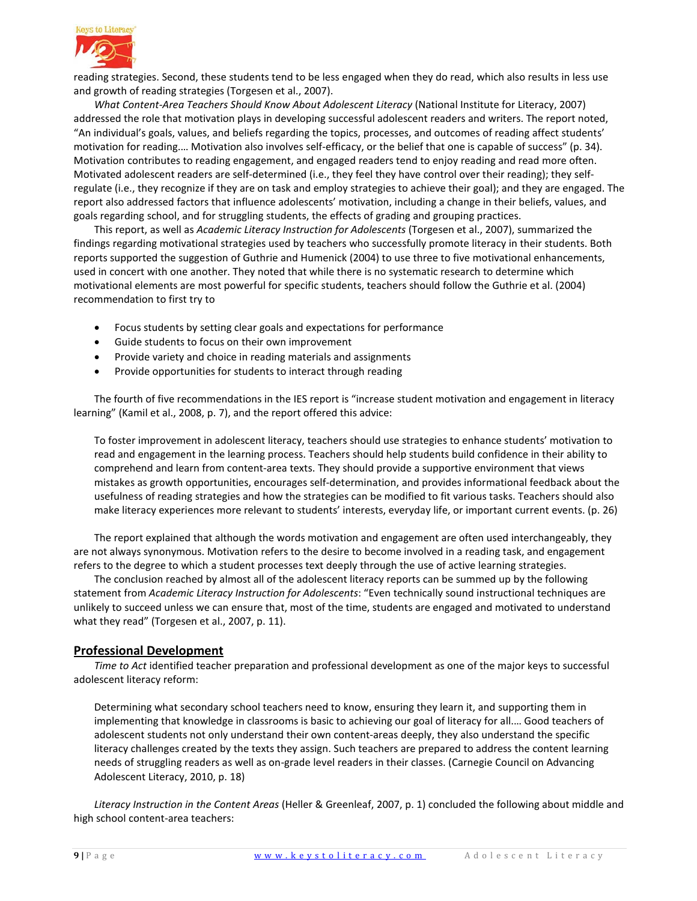reading strategies. Second, these students tend to be less engaged when they do read, which also results in less use and growth of reading strategies (Torgesen et al., 2007).

*What Content-Area Teachers Should Know About Adolescent Literacy* (National Institute for Literacy, 2007) addressed the role that motivation plays in developing successful adolescent readers and writers. The report noted, "An individual's goals, values, and beliefs regarding the topics, processes, and outcomes of reading affect students' motivation for reading.… Motivation also involves self-efficacy, or the belief that one is capable of success" (p. 34). Motivation contributes to reading engagement, and engaged readers tend to enjoy reading and read more often. Motivated adolescent readers are self-determined (i.e., they feel they have control over their reading); they self-regulate (i.e., they recognize if they are on task and employ strategies to achieve their goal); and they are engaged. The report also addressed factors that influence adolescents' motivation, including a change in their beliefs, values, and goals regarding school, and for struggling students, the effects of grading and grouping practices.

This report, as well as *Academic Literacy Instruction for Adolescents* (Torgesen et al., 2007), summarized the findings regarding motivational strategies used by teachers who successfully promote literacy in their students. Both reports supported the suggestion of Guthrie and Humenick (2004) to use three to five motivational enhancements, used in concert with one another. They noted that while there is no systematic research to determine which motivational elements are most powerful for specific students, teachers should follow the Guthrie et al. (2004) recommendation to first try to

- Focus students by setting clear goals and expectations for performance
- Guide students to focus on their own improvement
- Provide variety and choice in reading materials and assignments
- Provide opportunities for students to interact through reading

The fourth of five recommendations in the IES report is "increase student motivation and engagement in literacy learning" (Kamil et al., 2008, p. 7), and the report offered this advice:

> To foster improvement in adolescent literacy, teachers should use strategies to enhance students' motivation to read and engagement in the learning process. Teachers should help students build confidence in their ability to comprehend and learn from content-area texts. They should provide a supportive environment that views mistakes as growth opportunities, encourages self-determination, and provides informational feedback about the usefulness of reading strategies and how the strategies can be modified to fit various tasks. Teachers should also make literacy experiences more relevant to students' interests, everyday life, or important current events. (p. 26)

The report explained that although the words motivation and engagement are often used interchangeably, they are not always synonymous. Motivation refers to the desire to become involved in a reading task, and engagement refers to the degree to which a student processes text deeply through the use of active learning strategies.

The conclusion reached by almost all of the adolescent literacy reports can be summed up by the following statement from *Academic Literacy Instruction for Adolescents*: "Even technically sound instructional techniques are unlikely to succeed unless we can ensure that, most of the time, students are engaged and motivated to understand what they read" (Torgesen et al., 2007, p. 11).

## Professional Development

*Time to Act* identified teacher preparation and professional development as one of the major keys to successful adolescent literacy reform:

> Determining what secondary school teachers need to know, ensuring they learn it, and supporting them in implementing that knowledge in classrooms is basic to achieving our goal of literacy for all.… Good teachers of adolescent students not only understand their own content-areas deeply, they also understand the specific literacy challenges created by the texts they assign. Such teachers are prepared to address the content learning needs of struggling readers as well as on-grade level readers in their classes. (Carnegie Council on Advancing Adolescent Literacy, 2010, p. 18)

*Literacy Instruction in the Content Areas* (Heller & Greenleaf, 2007, p. 1) concluded the following about middle and high school content-area teachers: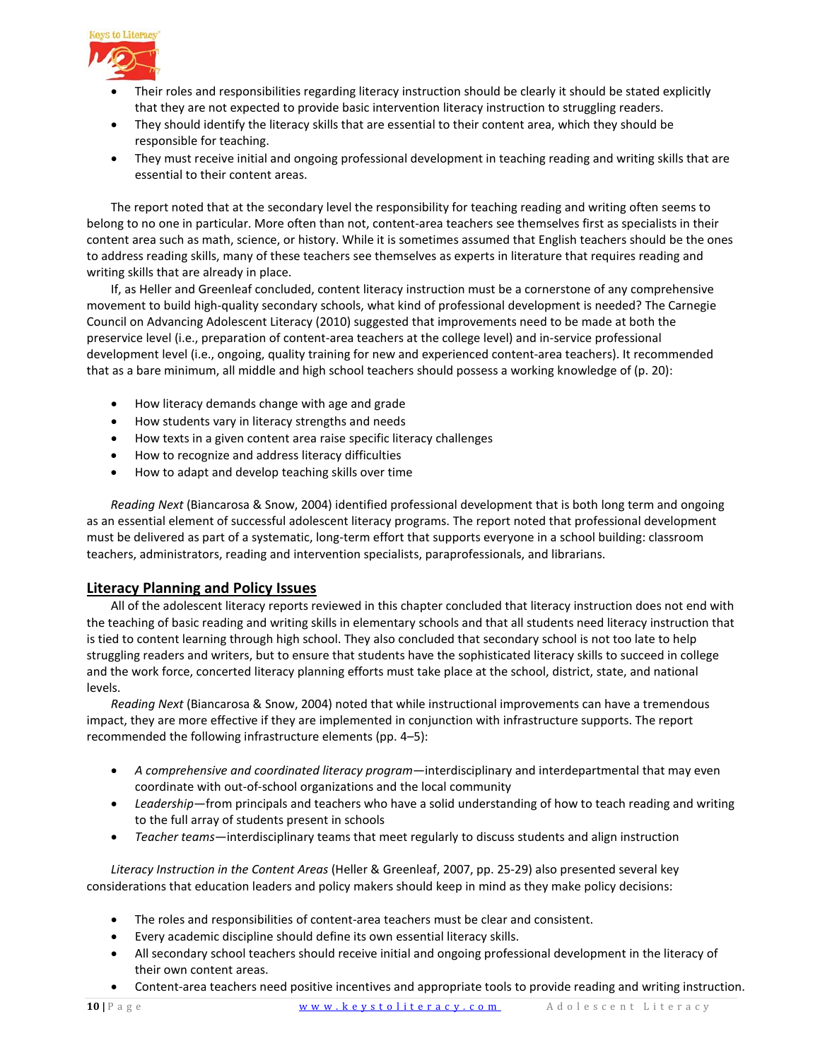- Their roles and responsibilities regarding literacy instruction should be clearly it should be stated explicitly that they are not expected to provide basic intervention literacy instruction to struggling readers.
- They should identify the literacy skills that are essential to their content area, which they should be responsible for teaching.
- They must receive initial and ongoing professional development in teaching reading and writing skills that are essential to their content areas.

The report noted that at the secondary level the responsibility for teaching reading and writing often seems to belong to no one in particular. More often than not, content-area teachers see themselves first as specialists in their content area such as math, science, or history. While it is sometimes assumed that English teachers should be the ones to address reading skills, many of these teachers see themselves as experts in literature that requires reading and writing skills that are already in place.

If, as Heller and Greenleaf concluded, content literacy instruction must be a cornerstone of any comprehensive movement to build high-quality secondary schools, what kind of professional development is needed? The Carnegie Council on Advancing Adolescent Literacy (2010) suggested that improvements need to be made at both the preservice level (i.e., preparation of content-area teachers at the college level) and in-service professional development level (i.e., ongoing, quality training for new and experienced content-area teachers). It recommended that as a bare minimum, all middle and high school teachers should possess a working knowledge of (p. 20):

- How literacy demands change with age and grade
- How students vary in literacy strengths and needs
- How texts in a given content area raise specific literacy challenges
- How to recognize and address literacy difficulties
- How to adapt and develop teaching skills over time

*Reading Next* (Biancarosa & Snow, 2004) identified professional development that is both long term and ongoing as an essential element of successful adolescent literacy programs. The report noted that professional development must be delivered as part of a systematic, long-term effort that supports everyone in a school building: classroom teachers, administrators, reading and intervention specialists, paraprofessionals, and librarians.

## Literacy Planning and Policy Issues

All of the adolescent literacy reports reviewed in this chapter concluded that literacy instruction does not end with the teaching of basic reading and writing skills in elementary schools and that all students need literacy instruction that is tied to content learning through high school. They also concluded that secondary school is not too late to help struggling readers and writers, but to ensure that students have the sophisticated literacy skills to succeed in college and the work force, concerted literacy planning efforts must take place at the school, district, state, and national levels.

*Reading Next* (Biancarosa & Snow, 2004) noted that while instructional improvements can have a tremendous impact, they are more effective if they are implemented in conjunction with infrastructure supports. The report recommended the following infrastructure elements (pp. 4–5):

- *A comprehensive and coordinated literacy program*—interdisciplinary and interdepartmental that may even coordinate with out-of-school organizations and the local community
- *Leadership*—from principals and teachers who have a solid understanding of how to teach reading and writing to the full array of students present in schools
- *Teacher teams*—interdisciplinary teams that meet regularly to discuss students and align instruction

*Literacy Instruction in the Content Areas* (Heller & Greenleaf, 2007, pp. 25-29) also presented several key considerations that education leaders and policy makers should keep in mind as they make policy decisions:

- The roles and responsibilities of content-area teachers must be clear and consistent.
- Every academic discipline should define its own essential literacy skills.
- All secondary school teachers should receive initial and ongoing professional development in the literacy of their own content areas.
- Content-area teachers need positive incentives and appropriate tools to provide reading and writing instruction.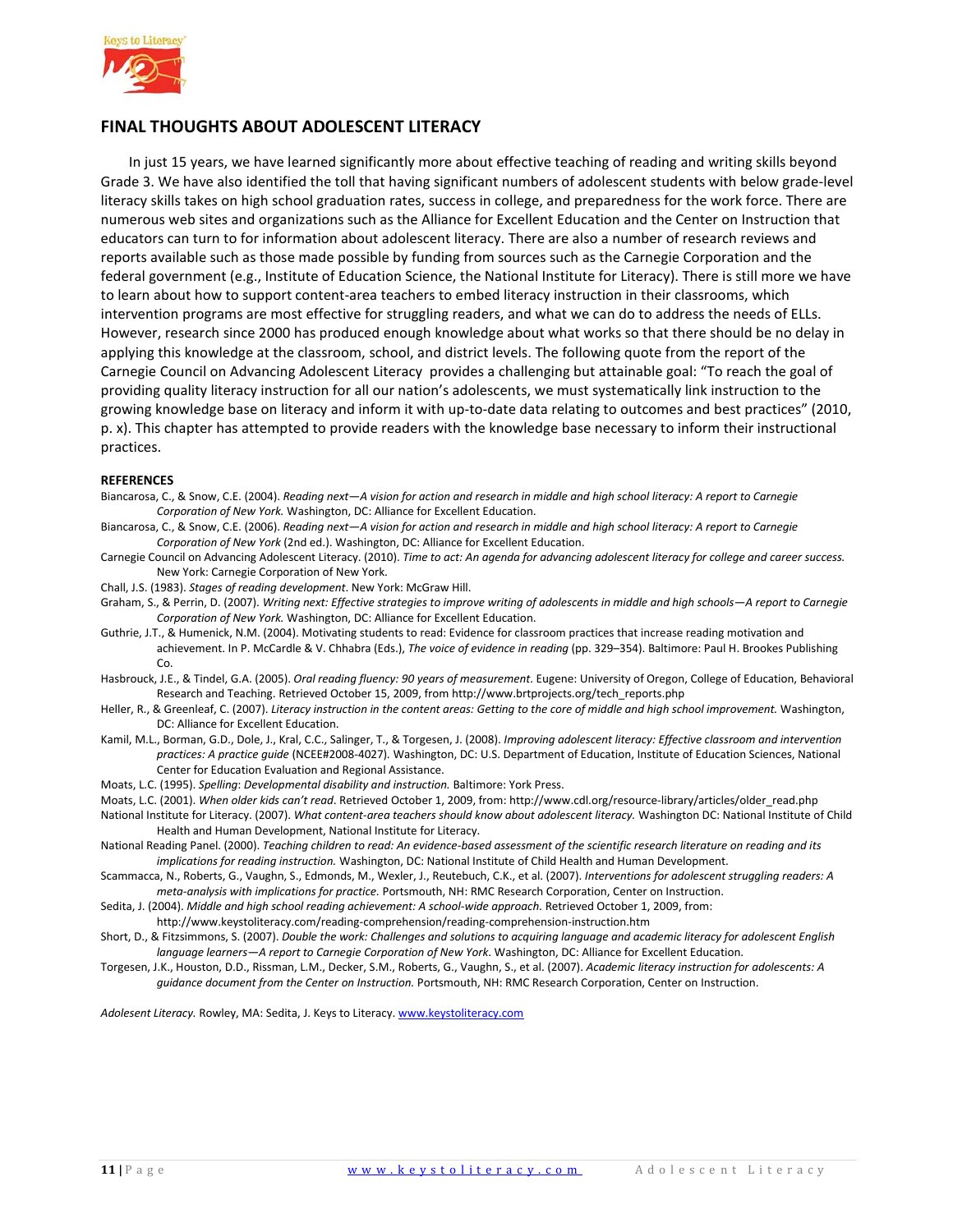## FINAL THOUGHTS ABOUT ADOLESCENT LITERACY

In just 15 years, we have learned significantly more about effective teaching of reading and writing skills beyond Grade 3. We have also identified the toll that having significant numbers of adolescent students with below grade-level literacy skills takes on high school graduation rates, success in college, and preparedness for the work force. There are numerous web sites and organizations such as the Alliance for Excellent Education and the Center on Instruction that educators can turn to for information about adolescent literacy. There are also a number of research reviews and reports available such as those made possible by funding from sources such as the Carnegie Corporation and the federal government (e.g., Institute of Education Science, the National Institute for Literacy). There is still more we have to learn about how to support content-area teachers to embed literacy instruction in their classrooms, which intervention programs are most effective for struggling readers, and what we can do to address the needs of ELLs. However, research since 2000 has produced enough knowledge about what works so that there should be no delay in applying this knowledge at the classroom, school, and district levels. The following quote from the report of the Carnegie Council on Advancing Adolescent Literacy provides a challenging but attainable goal: "To reach the goal of providing quality literacy instruction for all our nation's adolescents, we must systematically link instruction to the growing knowledge base on literacy and inform it with up-to-date data relating to outcomes and best practices" (2010, p. x). This chapter has attempted to provide readers with the knowledge base necessary to inform their instructional practices.

**REFERENCES**

Biancarosa, C., & Snow, C.E. (2004). *Reading next—A vision for action and research in middle and high school literacy: A report to Carnegie Corporation of New York.* Washington, DC: Alliance for Excellent Education.

Biancarosa, C., & Snow, C.E. (2006). *Reading next—A vision for action and research in middle and high school literacy: A report to Carnegie Corporation of New York* (2nd ed.). Washington, DC: Alliance for Excellent Education.

Carnegie Council on Advancing Adolescent Literacy. (2010). *Time to act: An agenda for advancing adolescent literacy for college and career success.* New York: Carnegie Corporation of New York.

Chall, J.S. (1983). *Stages of reading development*. New York: McGraw Hill.

Graham, S., & Perrin, D. (2007). *Writing next: Effective strategies to improve writing of adolescents in middle and high schools—A report to Carnegie Corporation of New York.* Washington, DC: Alliance for Excellent Education.

Guthrie, J.T., & Humenick, N.M. (2004). Motivating students to read: Evidence for classroom practices that increase reading motivation and achievement. In P. McCardle & V. Chhabra (Eds.), *The voice of evidence in reading* (pp. 329–354). Baltimore: Paul H. Brookes Publishing Co.

Hasbrouck, J.E., & Tindel, G.A. (2005). *Oral reading fluency: 90 years of measurement*. Eugene: University of Oregon, College of Education, Behavioral Research and Teaching. Retrieved October 15, 2009, from http://www.brtprojects.org/tech_reports.php

Heller, R., & Greenleaf, C. (2007). *Literacy instruction in the content areas: Getting to the core of middle and high school improvement.* Washington, DC: Alliance for Excellent Education.

Kamil, M.L., Borman, G.D., Dole, J., Kral, C.C., Salinger, T., & Torgesen, J. (2008). *Improving adolescent literacy: Effective classroom and intervention practices: A practice guide* (NCEE#2008-4027). Washington, DC: U.S. Department of Education, Institute of Education Sciences, National Center for Education Evaluation and Regional Assistance.

Moats, L.C. (1995). *Spelling: Developmental disability and instruction.* Baltimore: York Press.

Moats, L.C. (2001). *When older kids can't read*. Retrieved October 1, 2009, from: http://www.cdl.org/resource-library/articles/older_read.php

National Institute for Literacy. (2007). *What content-area teachers should know about adolescent literacy.* Washington DC: National Institute of Child Health and Human Development, National Institute for Literacy.

National Reading Panel. (2000). *Teaching children to read: An evidence-based assessment of the scientific research literature on reading and its implications for reading instruction.* Washington, DC: National Institute of Child Health and Human Development.

Scammacca, N., Roberts, G., Vaughn, S., Edmonds, M., Wexler, J., Reutebuch, C.K., et al. (2007). *Interventions for adolescent struggling readers: A meta-analysis with implications for practice.* Portsmouth, NH: RMC Research Corporation, Center on Instruction.

Sedita, J. (2004). *Middle and high school reading achievement: A school-wide approach*. Retrieved October 1, 2009, from: http://www.keystoliteracy.com/reading-comprehension/reading-comprehension-instruction.htm

Short, D., & Fitzsimmons, S. (2007). *Double the work: Challenges and solutions to acquiring language and academic literacy for adolescent English language learners—A report to Carnegie Corporation of New York*. Washington, DC: Alliance for Excellent Education.

Torgesen, J.K., Houston, D.D., Rissman, L.M., Decker, S.M., Roberts, G., Vaughn, S., et al. (2007). *Academic literacy instruction for adolescents: A guidance document from the Center on Instruction.* Portsmouth, NH: RMC Research Corporation, Center on Instruction.

*Adolesent Literacy.* Rowley, MA: Sedita, J. Keys to Literacy. www.keystoliteracy.com